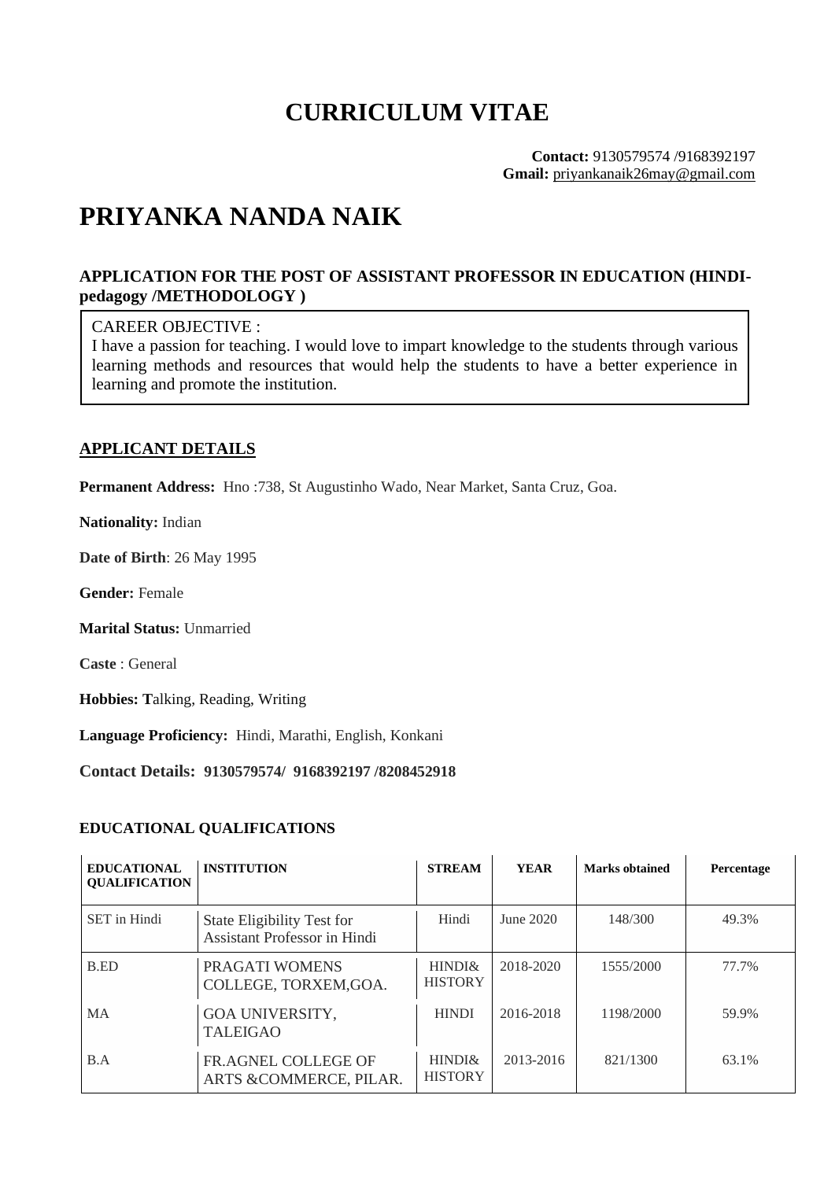# CURRICULUM VITAE

**Contact:** 9130579574 /9168392197
**Gmail:** priyankanaik26may@gmail.com

# PRIYANKA NANDA NAIK

### APPLICATION FOR THE POST OF ASSISTANT PROFESSOR IN EDUCATION (HINDI-pedagogy /METHODOLOGY )

CAREER OBJECTIVE :
I have a passion for teaching. I would love to impart knowledge to the students through various learning methods and resources that would help the students to have a better experience in learning and promote the institution.

## APPLICANT DETAILS

**Permanent Address:** Hno :738, St Augustinho Wado, Near Market, Santa Cruz, Goa.

**Nationality:** Indian

**Date of Birth**: 26 May 1995

**Gender:** Female

**Marital Status:** Unmarried

**Caste** : General

**Hobbies: T**alking, Reading, Writing

**Language Proficiency:** Hindi, Marathi, English, Konkani

**Contact Details: 9130579574/ 9168392197 /8208452918**

### EDUCATIONAL QUALIFICATIONS

| EDUCATIONAL QUALIFICATION | INSTITUTION | STREAM | YEAR | Marks obtained | Percentage |
|---|---|---|---|---|---|
| SET in Hindi | State Eligibility Test for Assistant Professor in Hindi | Hindi | June 2020 | 148/300 | 49.3% |
| B.ED | PRAGATI WOMENS COLLEGE, TORXEM,GOA. | HINDI& HISTORY | 2018-2020 | 1555/2000 | 77.7% |
| MA | GOA UNIVERSITY, TALEIGAO | HINDI | 2016-2018 | 1198/2000 | 59.9% |
| B.A | FR.AGNEL COLLEGE OF ARTS &COMMERCE, PILAR. | HINDI& HISTORY | 2013-2016 | 821/1300 | 63.1% |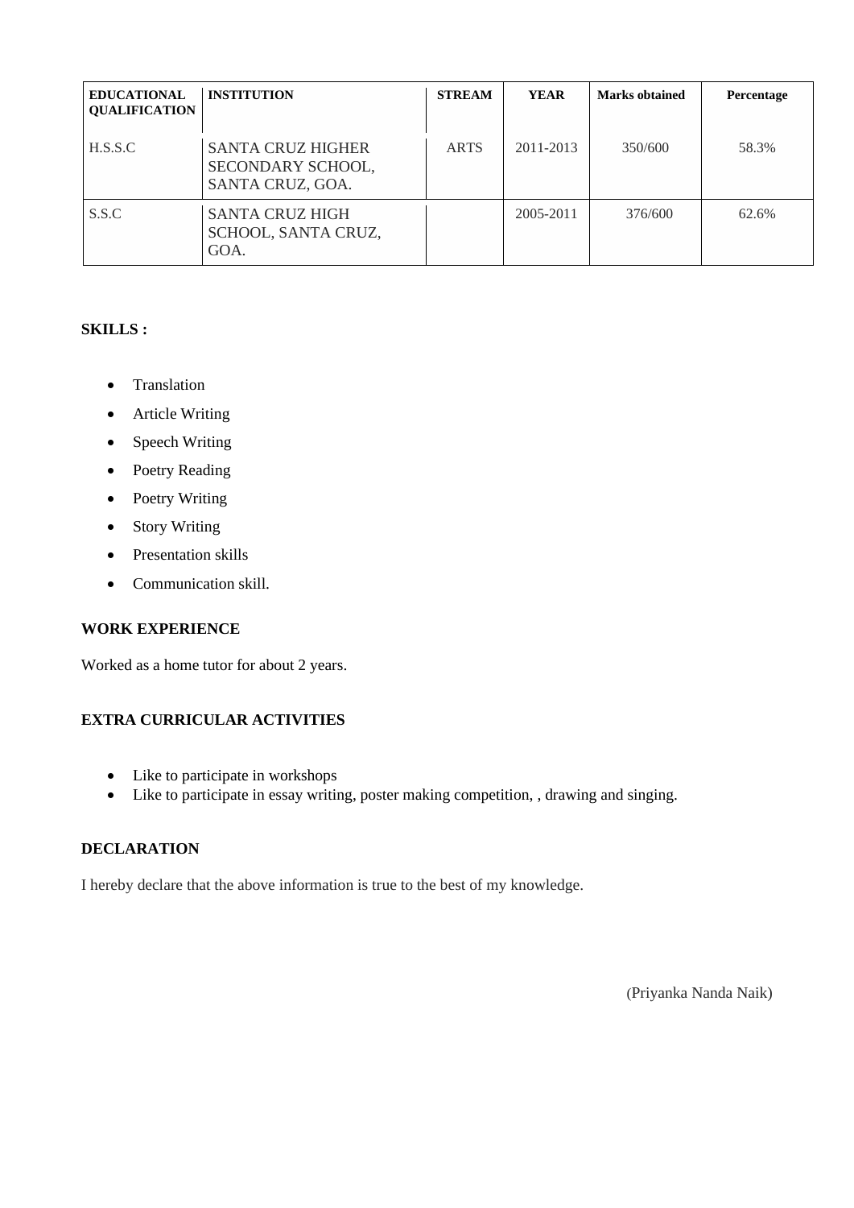| EDUCATIONAL QUALIFICATION | INSTITUTION | STREAM | YEAR | Marks obtained | Percentage |
|---|---|---|---|---|---|
| H.S.S.C | SANTA CRUZ HIGHER SECONDARY SCHOOL, SANTA CRUZ, GOA. | ARTS | 2011-2013 | 350/600 | 58.3% |
| S.S.C | SANTA CRUZ HIGH SCHOOL, SANTA CRUZ, GOA. | | 2005-2011 | 376/600 | 62.6% |

**SKILLS :**

- Translation
- Article Writing
- Speech Writing
- Poetry Reading
- Poetry Writing
- Story Writing
- Presentation skills
- Communication skill.

**WORK EXPERIENCE**

Worked as a home tutor for about 2 years.

**EXTRA CURRICULAR ACTIVITIES**

- Like to participate in workshops
- Like to participate in essay writing, poster making competition, , drawing and singing.

**DECLARATION**

I hereby declare that the above information is true to the best of my knowledge.

(Priyanka Nanda Naik)